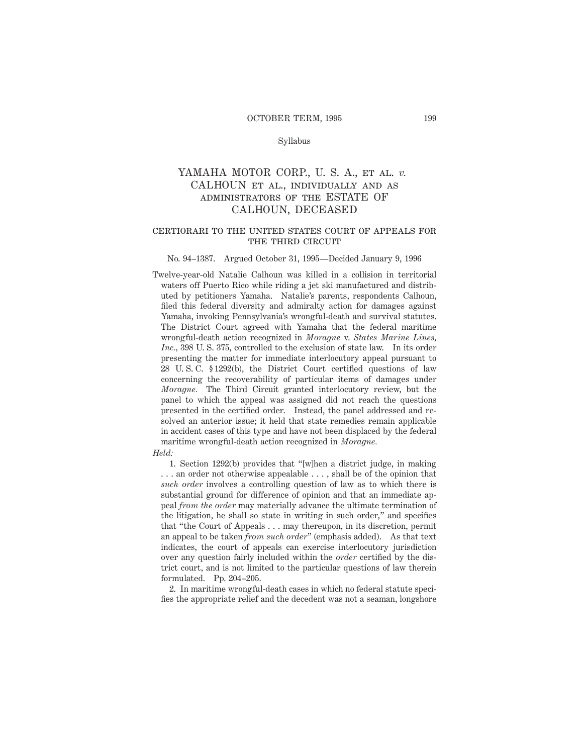Syllabus

# YAMAHA MOTOR CORP., U. S. A., ET AL. *v.* CALHOUN ET AL., INDIVIDUALLY AND AS ADMINISTRATORS OF THE ESTATE OF CALHOUN, DECEASED

## CERTIORARI TO THE UNITED STATES COURT OF APPEALS FOR THE THIRD CIRCUIT

No. 94–1387. Argued October 31, 1995—Decided January 9, 1996

Twelve-year-old Natalie Calhoun was killed in a collision in territorial waters off Puerto Rico while riding a jet ski manufactured and distributed by petitioners Yamaha. Natalie's parents, respondents Calhoun, filed this federal diversity and admiralty action for damages against Yamaha, invoking Pennsylvania's wrongful-death and survival statutes. The District Court agreed with Yamaha that the federal maritime wrongful-death action recognized in *Moragne* v. *States Marine Lines, Inc.,* 398 U. S. 375, controlled to the exclusion of state law. In its order presenting the matter for immediate interlocutory appeal pursuant to 28 U. S. C. § 1292(b), the District Court certified questions of law concerning the recoverability of particular items of damages under *Moragne.* The Third Circuit granted interlocutory review, but the panel to which the appeal was assigned did not reach the questions presented in the certified order. Instead, the panel addressed and resolved an anterior issue; it held that state remedies remain applicable in accident cases of this type and have not been displaced by the federal maritime wrongful-death action recognized in *Moragne.*

*Held:*

1. Section 1292(b) provides that "[w]hen a district judge, in making . . . an order not otherwise appealable . . . , shall be of the opinion that *such order* involves a controlling question of law as to which there is substantial ground for difference of opinion and that an immediate appeal *from the order* may materially advance the ultimate termination of the litigation, he shall so state in writing in such order," and specifies that "the Court of Appeals . . . may thereupon, in its discretion, permit an appeal to be taken *from such order*" (emphasis added). As that text indicates, the court of appeals can exercise interlocutory jurisdiction over any question fairly included within the *order* certified by the district court, and is not limited to the particular questions of law therein formulated. Pp. 204–205.

2. In maritime wrongful-death cases in which no federal statute specifies the appropriate relief and the decedent was not a seaman, longshore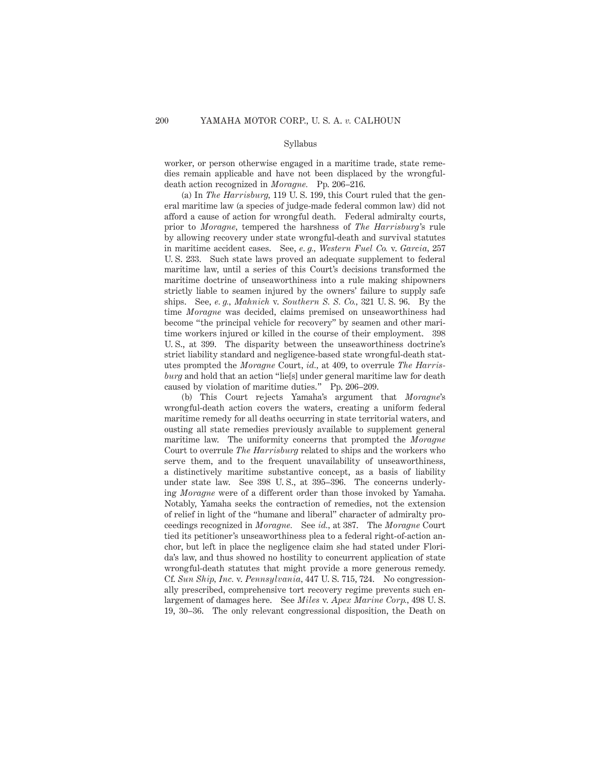worker, or person otherwise engaged in a maritime trade, state remedies remain applicable and have not been displaced by the wrongful-death action recognized in *Moragne.* Pp. 206–216.

(a) In *The Harrisburg,* 119 U. S. 199, this Court ruled that the general maritime law (a species of judge-made federal common law) did not afford a cause of action for wrongful death. Federal admiralty courts, prior to *Moragne,* tempered the harshness of *The Harrisburg*'s rule by allowing recovery under state wrongful-death and survival statutes in maritime accident cases. See, *e. g., Western Fuel Co.* v. *Garcia,* 257 U. S. 233. Such state laws proved an adequate supplement to federal maritime law, until a series of this Court's decisions transformed the maritime doctrine of unseaworthiness into a rule making shipowners strictly liable to seamen injured by the owners' failure to supply safe ships. See, *e. g., Mahnich* v. *Southern S. S. Co.,* 321 U. S. 96. By the time *Moragne* was decided, claims premised on unseaworthiness had become "the principal vehicle for recovery" by seamen and other maritime workers injured or killed in the course of their employment. 398 U. S., at 399. The disparity between the unseaworthiness doctrine's strict liability standard and negligence-based state wrongful-death statutes prompted the *Moragne* Court, *id.,* at 409, to overrule *The Harrisburg* and hold that an action "lie[s] under general maritime law for death caused by violation of maritime duties." Pp. 206–209.

(b) This Court rejects Yamaha's argument that *Moragne*'s wrongful-death action covers the waters, creating a uniform federal maritime remedy for all deaths occurring in state territorial waters, and ousting all state remedies previously available to supplement general maritime law. The uniformity concerns that prompted the *Moragne* Court to overrule *The Harrisburg* related to ships and the workers who serve them, and to the frequent unavailability of unseaworthiness, a distinctively maritime substantive concept, as a basis of liability under state law. See 398 U. S., at 395–396. The concerns underlying *Moragne* were of a different order than those invoked by Yamaha. Notably, Yamaha seeks the contraction of remedies, not the extension of relief in light of the "humane and liberal" character of admiralty proceedings recognized in *Moragne.* See *id.,* at 387. The *Moragne* Court tied its petitioner's unseaworthiness plea to a federal right-of-action anchor, but left in place the negligence claim she had stated under Florida's law, and thus showed no hostility to concurrent application of state wrongful-death statutes that might provide a more generous remedy. Cf. *Sun Ship, Inc.* v. *Pennsylvania,* 447 U. S. 715, 724. No congressionally prescribed, comprehensive tort recovery regime prevents such enlargement of damages here. See *Miles* v. *Apex Marine Corp.,* 498 U. S. 19, 30–36. The only relevant congressional disposition, the Death on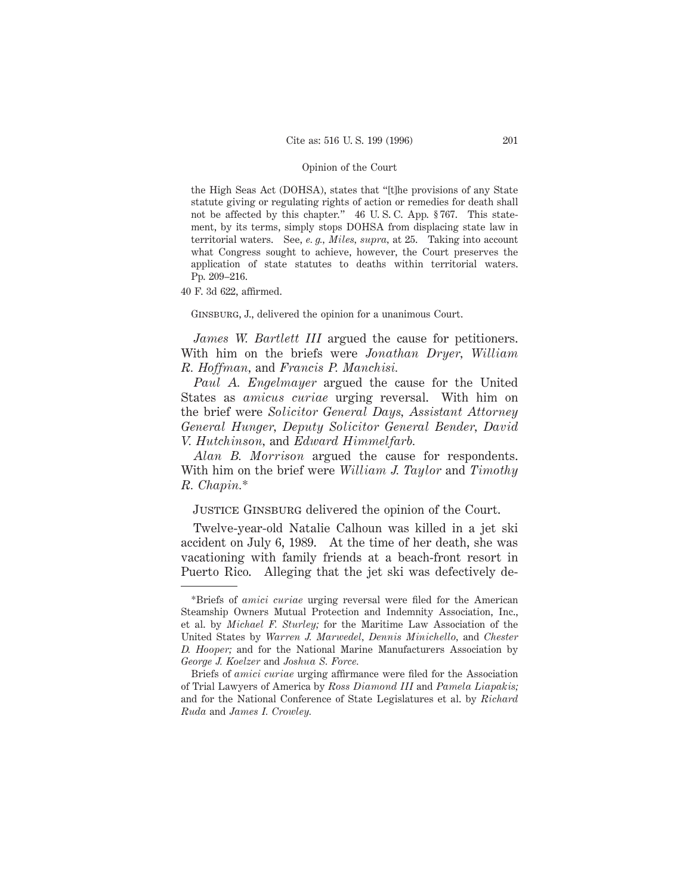the High Seas Act (DOHSA), states that "[t]he provisions of any State statute giving or regulating rights of action or remedies for death shall not be affected by this chapter." 46 U. S. C. App. § 767. This statement, by its terms, simply stops DOHSA from displacing state law in territorial waters. See, *e. g., Miles, supra*, at 25. Taking into account what Congress sought to achieve, however, the Court preserves the application of state statutes to deaths within territorial waters. Pp. 209–216.

40 F. 3d 622, affirmed.

Ginsburg, J., delivered the opinion for a unanimous Court.

*James W. Bartlett III* argued the cause for petitioners. With him on the briefs were *Jonathan Dryer, William R. Hoffman*, and *Francis P. Manchisi.*

*Paul A. Engelmayer* argued the cause for the United States as *amicus curiae* urging reversal. With him on the brief were *Solicitor General Days, Assistant Attorney General Hunger, Deputy Solicitor General Bender, David V. Hutchinson*, and *Edward Himmelfarb.*

*Alan B. Morrison* argued the cause for respondents. With him on the brief were *William J. Taylor* and *Timothy R. Chapin.**

Justice Ginsburg delivered the opinion of the Court.

Twelve-year-old Natalie Calhoun was killed in a jet ski accident on July 6, 1989. At the time of her death, she was vacationing with family friends at a beach-front resort in Puerto Rico. Alleging that the jet ski was defectively de-

---

*Briefs of *amici curiae* urging reversal were filed for the American Steamship Owners Mutual Protection and Indemnity Association, Inc., et al. by *Michael F. Sturley;* for the Maritime Law Association of the United States by *Warren J. Marwedel, Dennis Minichello*, and *Chester D. Hooper;* and for the National Marine Manufacturers Association by *George J. Koelzer* and *Joshua S. Force.*

Briefs of *amici curiae* urging affirmance were filed for the Association of Trial Lawyers of America by *Ross Diamond III* and *Pamela Liapakis;* and for the National Conference of State Legislatures et al. by *Richard Ruda* and *James I. Crowley.*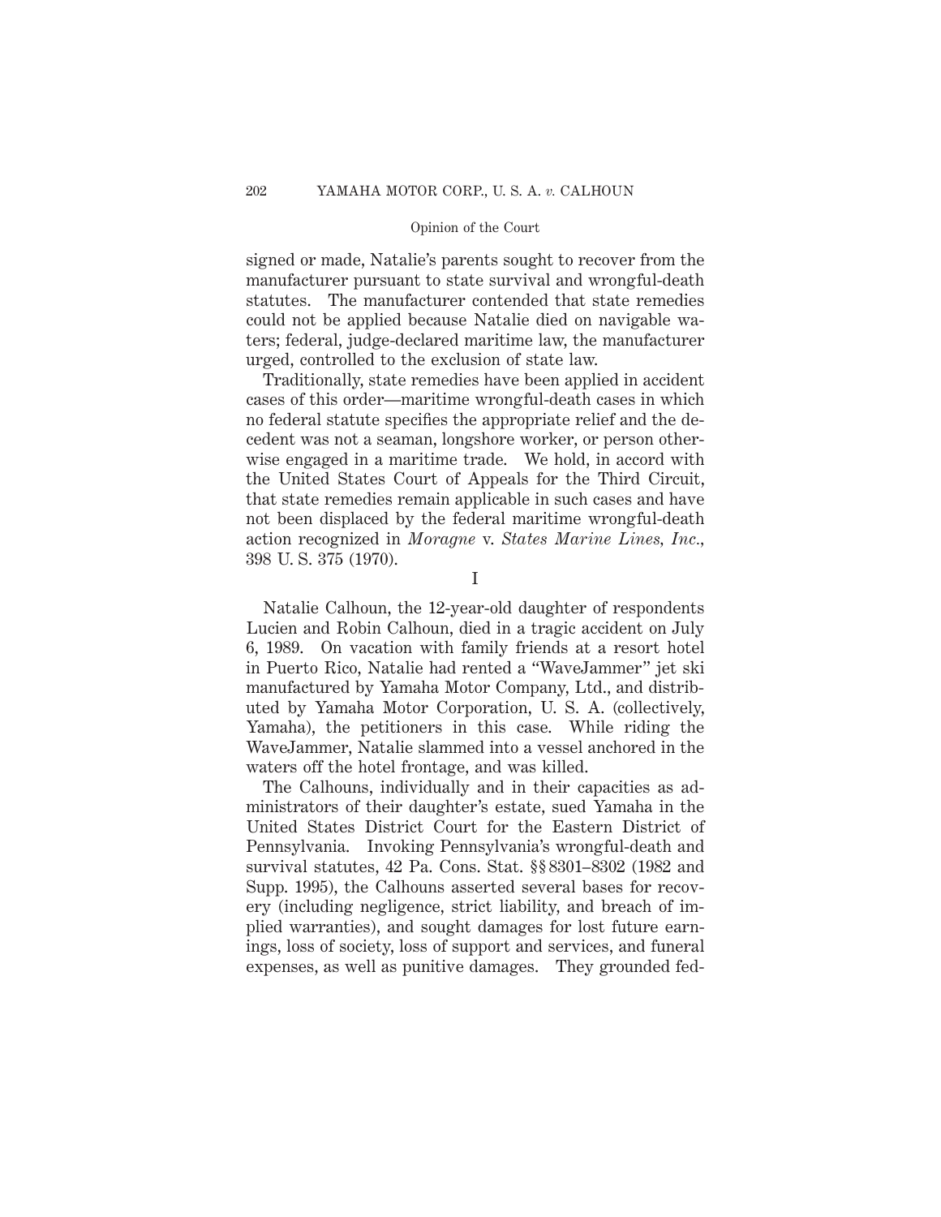signed or made, Natalie's parents sought to recover from the manufacturer pursuant to state survival and wrongful-death statutes. The manufacturer contended that state remedies could not be applied because Natalie died on navigable waters; federal, judge-declared maritime law, the manufacturer urged, controlled to the exclusion of state law.

Traditionally, state remedies have been applied in accident cases of this order—maritime wrongful-death cases in which no federal statute specifies the appropriate relief and the decedent was not a seaman, longshore worker, or person otherwise engaged in a maritime trade. We hold, in accord with the United States Court of Appeals for the Third Circuit, that state remedies remain applicable in such cases and have not been displaced by the federal maritime wrongful-death action recognized in *Moragne* v. *States Marine Lines, Inc.*, 398 U. S. 375 (1970).

## I

Natalie Calhoun, the 12-year-old daughter of respondents Lucien and Robin Calhoun, died in a tragic accident on July 6, 1989. On vacation with family friends at a resort hotel in Puerto Rico, Natalie had rented a "WaveJammer" jet ski manufactured by Yamaha Motor Company, Ltd., and distributed by Yamaha Motor Corporation, U. S. A. (collectively, Yamaha), the petitioners in this case. While riding the WaveJammer, Natalie slammed into a vessel anchored in the waters off the hotel frontage, and was killed.

The Calhouns, individually and in their capacities as administrators of their daughter's estate, sued Yamaha in the United States District Court for the Eastern District of Pennsylvania. Invoking Pennsylvania's wrongful-death and survival statutes, 42 Pa. Cons. Stat. §§ 8301–8302 (1982 and Supp. 1995), the Calhouns asserted several bases for recovery (including negligence, strict liability, and breach of implied warranties), and sought damages for lost future earnings, loss of society, loss of support and services, and funeral expenses, as well as punitive damages. They grounded fed-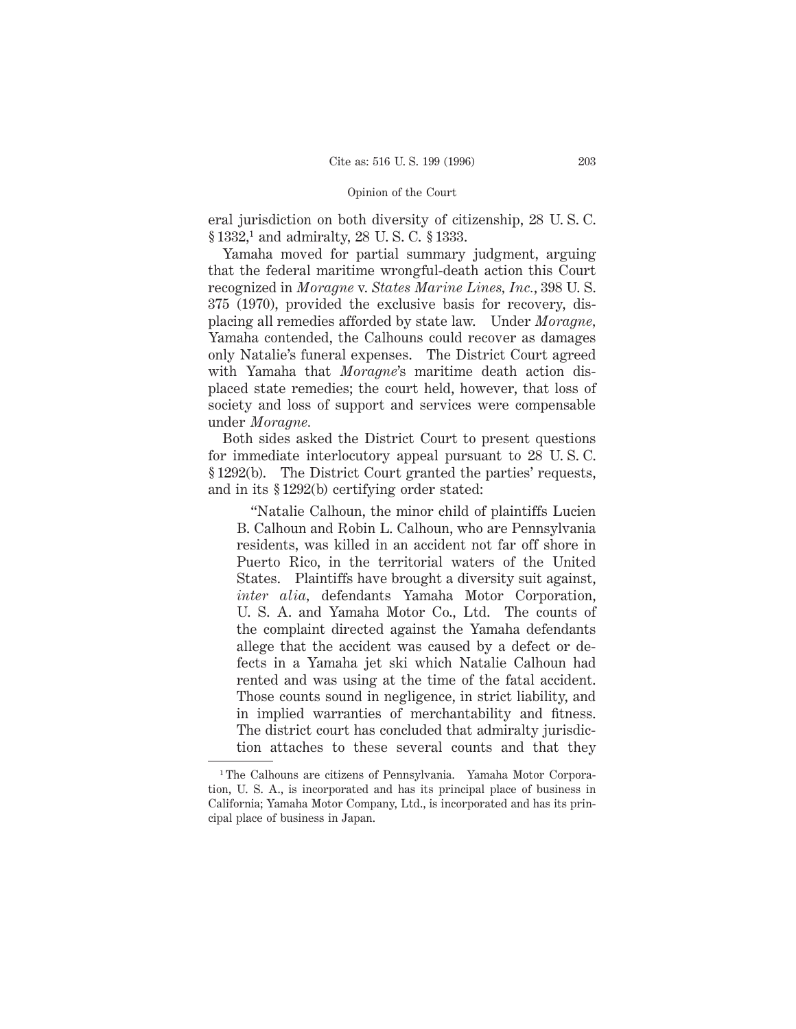eral jurisdiction on both diversity of citizenship, 28 U. S. C. § 1332,[1] and admiralty, 28 U. S. C. § 1333.

Yamaha moved for partial summary judgment, arguing that the federal maritime wrongful-death action this Court recognized in *Moragne* v. *States Marine Lines, Inc.*, 398 U. S. 375 (1970), provided the exclusive basis for recovery, displacing all remedies afforded by state law. Under *Moragne*, Yamaha contended, the Calhouns could recover as damages only Natalie's funeral expenses. The District Court agreed with Yamaha that *Moragne*'s maritime death action displaced state remedies; the court held, however, that loss of society and loss of support and services were compensable under *Moragne*.

Both sides asked the District Court to present questions for immediate interlocutory appeal pursuant to 28 U. S. C. § 1292(b). The District Court granted the parties' requests, and in its § 1292(b) certifying order stated:

> "Natalie Calhoun, the minor child of plaintiffs Lucien B. Calhoun and Robin L. Calhoun, who are Pennsylvania residents, was killed in an accident not far off shore in Puerto Rico, in the territorial waters of the United States. Plaintiffs have brought a diversity suit against, *inter alia*, defendants Yamaha Motor Corporation, U. S. A. and Yamaha Motor Co., Ltd. The counts of the complaint directed against the Yamaha defendants allege that the accident was caused by a defect or defects in a Yamaha jet ski which Natalie Calhoun had rented and was using at the time of the fatal accident. Those counts sound in negligence, in strict liability, and in implied warranties of merchantability and fitness. The district court has concluded that admiralty jurisdiction attaches to these several counts and that they

[1] The Calhouns are citizens of Pennsylvania. Yamaha Motor Corporation, U. S. A., is incorporated and has its principal place of business in California; Yamaha Motor Company, Ltd., is incorporated and has its principal place of business in Japan.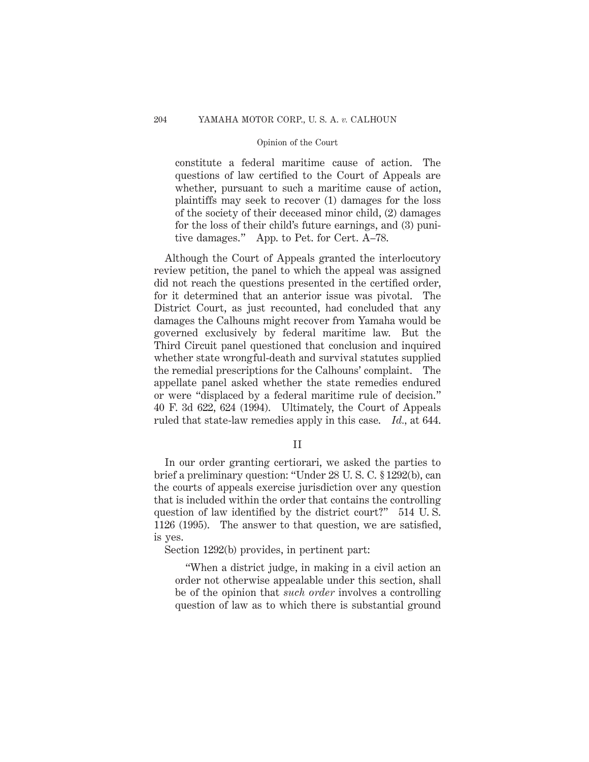> constitute a federal maritime cause of action. The questions of law certified to the Court of Appeals are whether, pursuant to such a maritime cause of action, plaintiffs may seek to recover (1) damages for the loss of the society of their deceased minor child, (2) damages for the loss of their child's future earnings, and (3) punitive damages." App. to Pet. for Cert. A–78.

Although the Court of Appeals granted the interlocutory review petition, the panel to which the appeal was assigned did not reach the questions presented in the certified order, for it determined that an anterior issue was pivotal. The District Court, as just recounted, had concluded that any damages the Calhouns might recover from Yamaha would be governed exclusively by federal maritime law. But the Third Circuit panel questioned that conclusion and inquired whether state wrongful-death and survival statutes supplied the remedial prescriptions for the Calhouns' complaint. The appellate panel asked whether the state remedies endured or were "displaced by a federal maritime rule of decision." 40 F. 3d 622, 624 (1994). Ultimately, the Court of Appeals ruled that state-law remedies apply in this case. *Id.,* at 644.

## II

In our order granting certiorari, we asked the parties to brief a preliminary question: "Under 28 U. S. C. § 1292(b), can the courts of appeals exercise jurisdiction over any question that is included within the order that contains the controlling question of law identified by the district court?" 514 U. S. 1126 (1995). The answer to that question, we are satisfied, is yes.

Section 1292(b) provides, in pertinent part:

> "When a district judge, in making in a civil action an order not otherwise appealable under this section, shall be of the opinion that *such order* involves a controlling question of law as to which there is substantial ground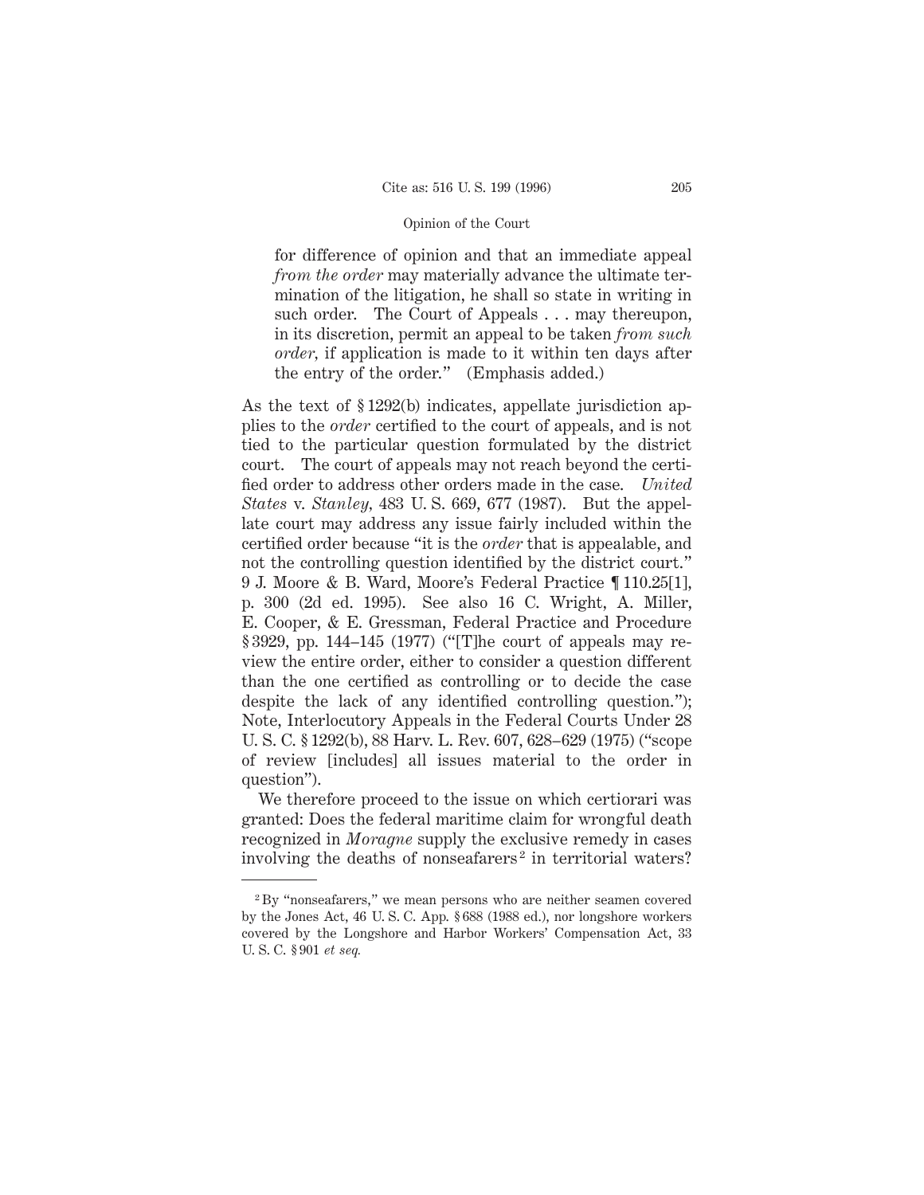> for difference of opinion and that an immediate appeal *from the order* may materially advance the ultimate termination of the litigation, he shall so state in writing in such order. The Court of Appeals . . . may thereupon, in its discretion, permit an appeal to be taken *from such order*, if application is made to it within ten days after the entry of the order." (Emphasis added.)

As the text of § 1292(b) indicates, appellate jurisdiction applies to the *order* certified to the court of appeals, and is not tied to the particular question formulated by the district court. The court of appeals may not reach beyond the certified order to address other orders made in the case. *United States* v. *Stanley*, 483 U. S. 669, 677 (1987). But the appellate court may address any issue fairly included within the certified order because "it is the *order* that is appealable, and not the controlling question identified by the district court." 9 J. Moore & B. Ward, Moore's Federal Practice ¶ 110.25[1], p. 300 (2d ed. 1995). See also 16 C. Wright, A. Miller, E. Cooper, & E. Gressman, Federal Practice and Procedure § 3929, pp. 144–145 (1977) ("[T]he court of appeals may review the entire order, either to consider a question different than the one certified as controlling or to decide the case despite the lack of any identified controlling question."); Note, Interlocutory Appeals in the Federal Courts Under 28 U. S. C. § 1292(b), 88 Harv. L. Rev. 607, 628–629 (1975) ("scope of review [includes] all issues material to the order in question").

We therefore proceed to the issue on which certiorari was granted: Does the federal maritime claim for wrongful death recognized in *Moragne* supply the exclusive remedy in cases involving the deaths of nonseafarers[2] in territorial waters?

---

[2] By "nonseafarers," we mean persons who are neither seamen covered by the Jones Act, 46 U. S. C. App. § 688 (1988 ed.), nor longshore workers covered by the Longshore and Harbor Workers' Compensation Act, 33 U. S. C. § 901 *et seq.*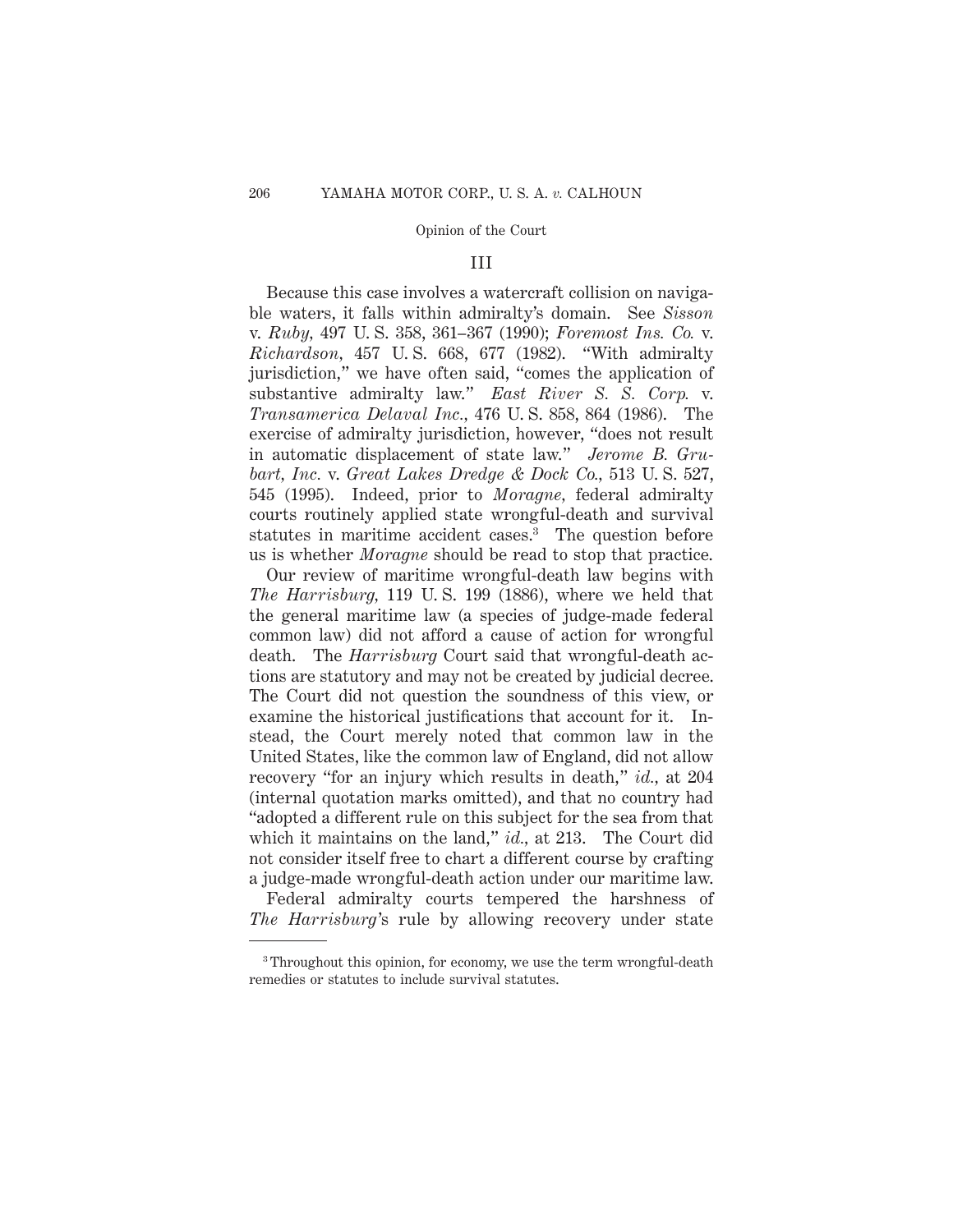## III

Because this case involves a watercraft collision on navigable waters, it falls within admiralty's domain. See *Sisson* v. *Ruby,* 497 U. S. 358, 361–367 (1990); *Foremost Ins. Co.* v. *Richardson,* 457 U. S. 668, 677 (1982). "With admiralty jurisdiction," we have often said, "comes the application of substantive admiralty law." *East River S. S. Corp.* v. *Transamerica Delaval Inc.,* 476 U. S. 858, 864 (1986). The exercise of admiralty jurisdiction, however, "does not result in automatic displacement of state law." *Jerome B. Grubart, Inc.* v. *Great Lakes Dredge & Dock Co.,* 513 U. S. 527, 545 (1995). Indeed, prior to *Moragne,* federal admiralty courts routinely applied state wrongful-death and survival statutes in maritime accident cases.[3] The question before us is whether *Moragne* should be read to stop that practice.

Our review of maritime wrongful-death law begins with *The Harrisburg,* 119 U. S. 199 (1886), where we held that the general maritime law (a species of judge-made federal common law) did not afford a cause of action for wrongful death. The *Harrisburg* Court said that wrongful-death actions are statutory and may not be created by judicial decree. The Court did not question the soundness of this view, or examine the historical justifications that account for it. Instead, the Court merely noted that common law in the United States, like the common law of England, did not allow recovery "for an injury which results in death," *id.,* at 204 (internal quotation marks omitted), and that no country had "adopted a different rule on this subject for the sea from that which it maintains on the land," *id.,* at 213. The Court did not consider itself free to chart a different course by crafting a judge-made wrongful-death action under our maritime law.

Federal admiralty courts tempered the harshness of *The Harrisburg*'s rule by allowing recovery under state

[3] Throughout this opinion, for economy, we use the term wrongful-death remedies or statutes to include survival statutes.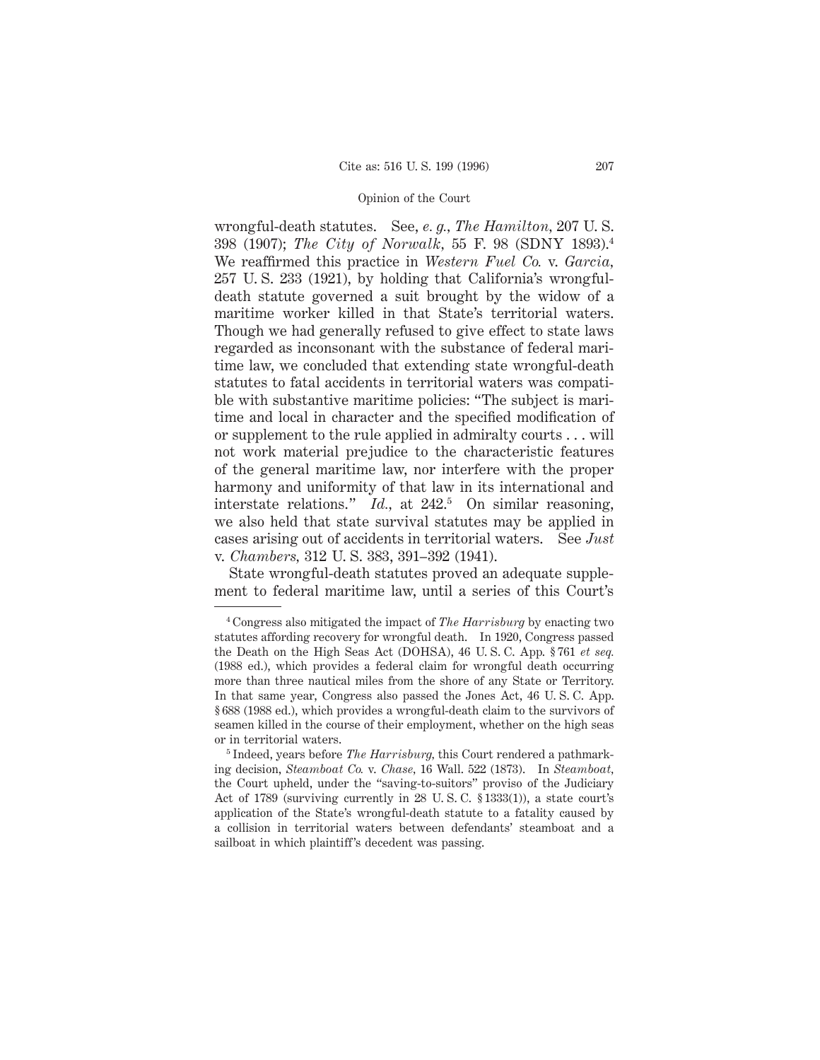wrongful-death statutes. See, *e. g.*, *The Hamilton*, 207 U. S. 398 (1907); *The City of Norwalk*, 55 F. 98 (SDNY 1893).[4] We reaffirmed this practice in *Western Fuel Co.* v. *Garcia*, 257 U. S. 233 (1921), by holding that California's wrongful-death statute governed a suit brought by the widow of a maritime worker killed in that State's territorial waters. Though we had generally refused to give effect to state laws regarded as inconsonant with the substance of federal maritime law, we concluded that extending state wrongful-death statutes to fatal accidents in territorial waters was compatible with substantive maritime policies: "The subject is maritime and local in character and the specified modification of or supplement to the rule applied in admiralty courts . . . will not work material prejudice to the characteristic features of the general maritime law, nor interfere with the proper harmony and uniformity of that law in its international and interstate relations." *Id.*, at 242.[5] On similar reasoning, we also held that state survival statutes may be applied in cases arising out of accidents in territorial waters. See *Just* v. *Chambers*, 312 U. S. 383, 391–392 (1941).

State wrongful-death statutes proved an adequate supplement to federal maritime law, until a series of this Court's

---

[4] Congress also mitigated the impact of *The Harrisburg* by enacting two statutes affording recovery for wrongful death. In 1920, Congress passed the Death on the High Seas Act (DOHSA), 46 U. S. C. App. § 761 *et seq.* (1988 ed.), which provides a federal claim for wrongful death occurring more than three nautical miles from the shore of any State or Territory. In that same year, Congress also passed the Jones Act, 46 U. S. C. App. § 688 (1988 ed.), which provides a wrongful-death claim to the survivors of seamen killed in the course of their employment, whether on the high seas or in territorial waters.

[5] Indeed, years before *The Harrisburg*, this Court rendered a pathmarking decision, *Steamboat Co.* v. *Chase*, 16 Wall. 522 (1873). In *Steamboat*, the Court upheld, under the "saving-to-suitors" proviso of the Judiciary Act of 1789 (surviving currently in 28 U. S. C. § 1333(1)), a state court's application of the State's wrongful-death statute to a fatality caused by a collision in territorial waters between defendants' steamboat and a sailboat in which plaintiff's decedent was passing.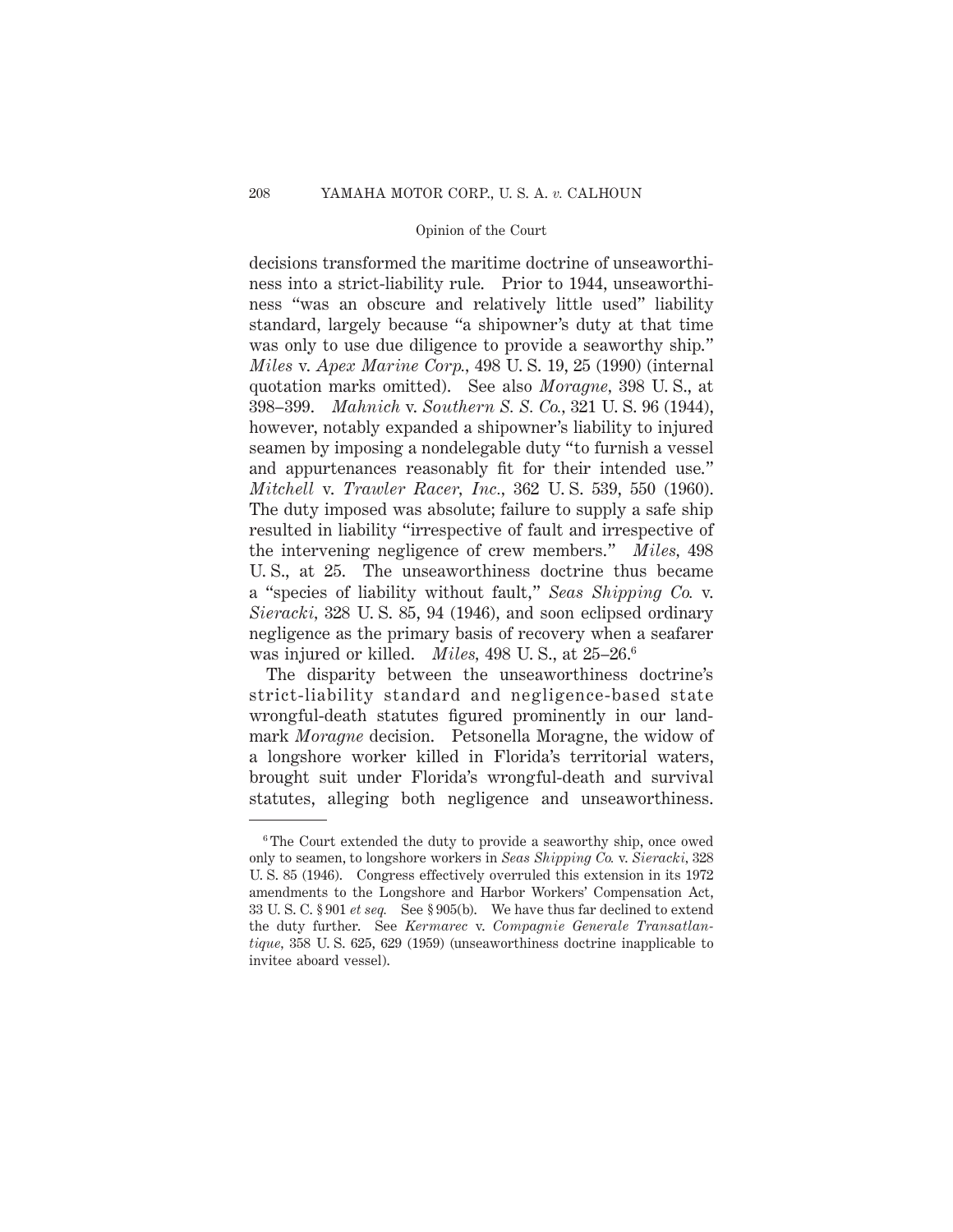decisions transformed the maritime doctrine of unseaworthiness into a strict-liability rule. Prior to 1944, unseaworthiness "was an obscure and relatively little used" liability standard, largely because "a shipowner's duty at that time was only to use due diligence to provide a seaworthy ship." *Miles* v. *Apex Marine Corp.*, 498 U. S. 19, 25 (1990) (internal quotation marks omitted). See also *Moragne*, 398 U. S., at 398–399. *Mahnich* v. *Southern S. S. Co.*, 321 U. S. 96 (1944), however, notably expanded a shipowner's liability to injured seamen by imposing a nondelegable duty "to furnish a vessel and appurtenances reasonably fit for their intended use." *Mitchell* v. *Trawler Racer, Inc.*, 362 U. S. 539, 550 (1960). The duty imposed was absolute; failure to supply a safe ship resulted in liability "irrespective of fault and irrespective of the intervening negligence of crew members." *Miles*, 498 U. S., at 25. The unseaworthiness doctrine thus became a "species of liability without fault," *Seas Shipping Co.* v. *Sieracki*, 328 U. S. 85, 94 (1946), and soon eclipsed ordinary negligence as the primary basis of recovery when a seafarer was injured or killed. *Miles*, 498 U. S., at 25–26.[6]

The disparity between the unseaworthiness doctrine's strict-liability standard and negligence-based state wrongful-death statutes figured prominently in our landmark *Moragne* decision. Petsonella Moragne, the widow of a longshore worker killed in Florida's territorial waters, brought suit under Florida's wrongful-death and survival statutes, alleging both negligence and unseaworthiness.

---

[6] The Court extended the duty to provide a seaworthy ship, once owed only to seamen, to longshore workers in *Seas Shipping Co.* v. *Sieracki*, 328 U. S. 85 (1946). Congress effectively overruled this extension in its 1972 amendments to the Longshore and Harbor Workers' Compensation Act, 33 U. S. C. § 901 *et seq.* See § 905(b). We have thus far declined to extend the duty further. See *Kermarec* v. *Compagnie Generale Transatlantique*, 358 U. S. 625, 629 (1959) (unseaworthiness doctrine inapplicable to invitee aboard vessel).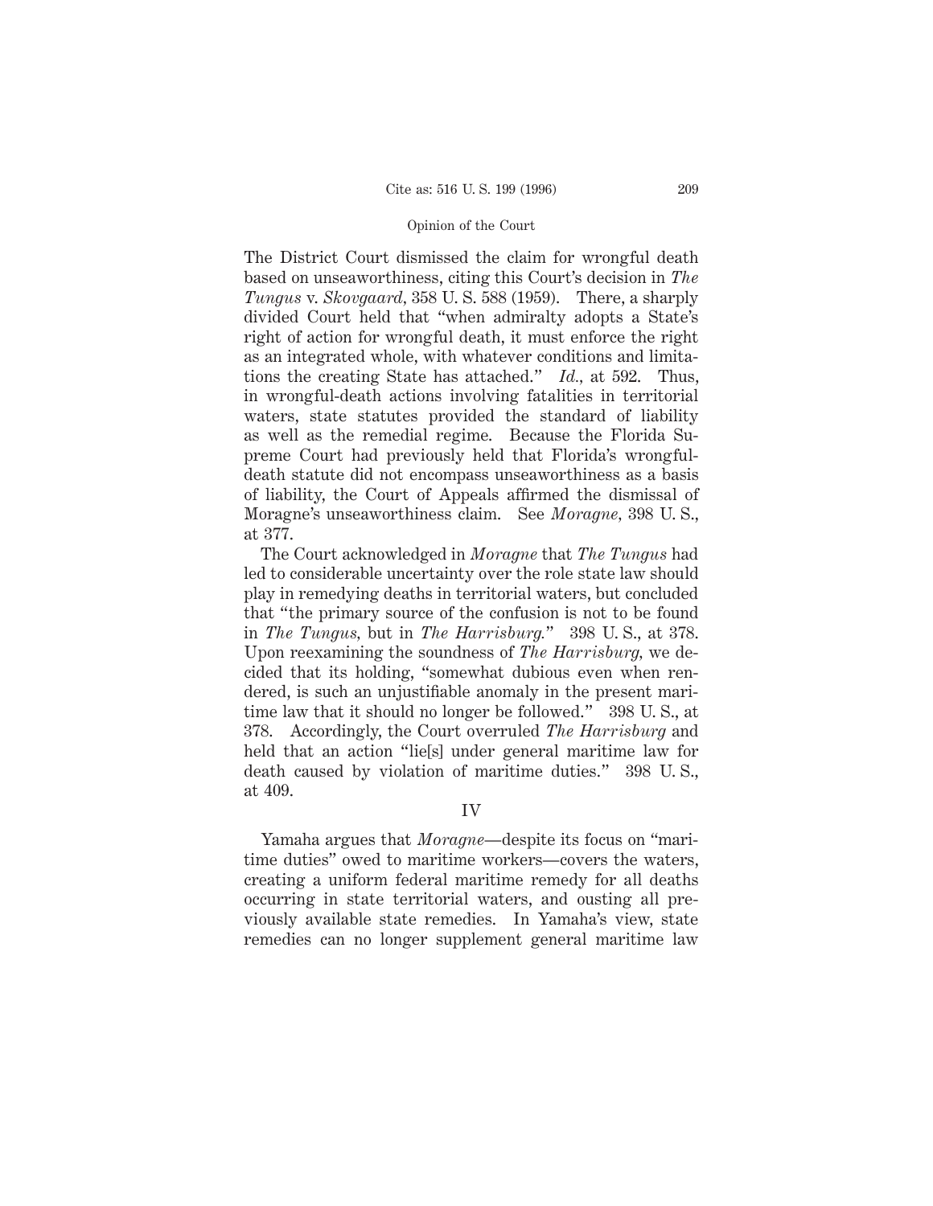The District Court dismissed the claim for wrongful death based on unseaworthiness, citing this Court's decision in *The Tungus* v. *Skovgaard,* 358 U. S. 588 (1959). There, a sharply divided Court held that "when admiralty adopts a State's right of action for wrongful death, it must enforce the right as an integrated whole, with whatever conditions and limitations the creating State has attached." *Id.,* at 592. Thus, in wrongful-death actions involving fatalities in territorial waters, state statutes provided the standard of liability as well as the remedial regime. Because the Florida Supreme Court had previously held that Florida's wrongful-death statute did not encompass unseaworthiness as a basis of liability, the Court of Appeals affirmed the dismissal of Moragne's unseaworthiness claim. See *Moragne,* 398 U. S., at 377.

The Court acknowledged in *Moragne* that *The Tungus* had led to considerable uncertainty over the role state law should play in remedying deaths in territorial waters, but concluded that "the primary source of the confusion is not to be found in *The Tungus,* but in *The Harrisburg.*" 398 U. S., at 378. Upon reexamining the soundness of *The Harrisburg,* we decided that its holding, "somewhat dubious even when rendered, is such an unjustifiable anomaly in the present maritime law that it should no longer be followed." 398 U. S., at 378. Accordingly, the Court overruled *The Harrisburg* and held that an action "lie[s] under general maritime law for death caused by violation of maritime duties." 398 U. S., at 409.

## IV

Yamaha argues that *Moragne*—despite its focus on "maritime duties" owed to maritime workers—covers the waters, creating a uniform federal maritime remedy for all deaths occurring in state territorial waters, and ousting all previously available state remedies. In Yamaha's view, state remedies can no longer supplement general maritime law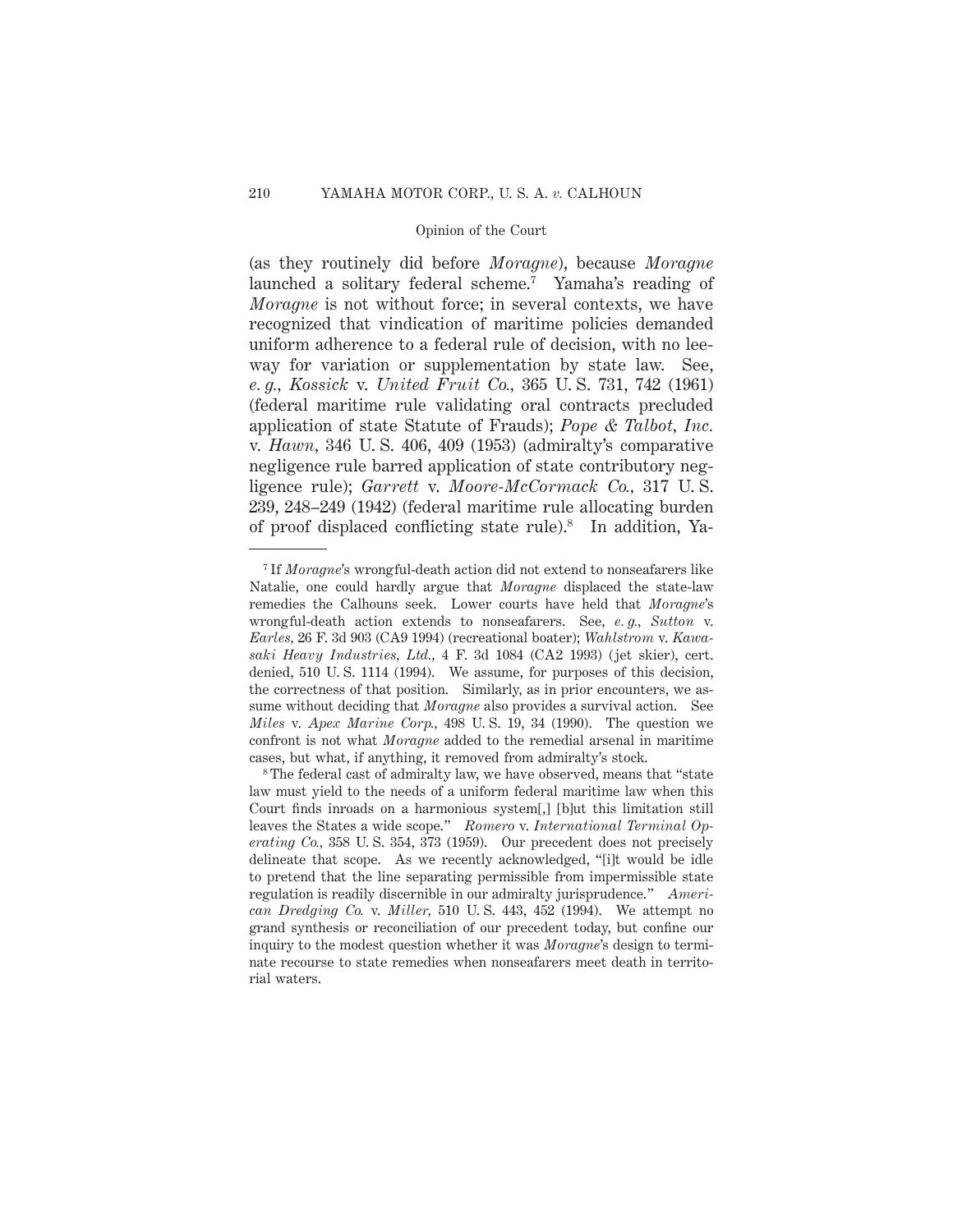(as they routinely did before *Moragne*), because *Moragne* launched a solitary federal scheme.[7] Yamaha's reading of *Moragne* is not without force; in several contexts, we have recognized that vindication of maritime policies demanded uniform adherence to a federal rule of decision, with no leeway for variation or supplementation by state law. See, *e. g., Kossick* v. *United Fruit Co.,* 365 U. S. 731, 742 (1961) (federal maritime rule validating oral contracts precluded application of state Statute of Frauds); *Pope & Talbot, Inc.* v. *Hawn,* 346 U. S. 406, 409 (1953) (admiralty's comparative negligence rule barred application of state contributory negligence rule); *Garrett* v. *Moore-McCormack Co.,* 317 U. S. 239, 248–249 (1942) (federal maritime rule allocating burden of proof displaced conflicting state rule).[8] In addition, Ya-

---

[7] If *Moragne*'s wrongful-death action did not extend to nonseafarers like Natalie, one could hardly argue that *Moragne* displaced the state-law remedies the Calhouns seek. Lower courts have held that *Moragne*'s wrongful-death action extends to nonseafarers. See, *e. g., Sutton* v. *Earles,* 26 F. 3d 903 (CA9 1994) (recreational boater); *Wahlstrom* v. *Kawasaki Heavy Industries, Ltd.,* 4 F. 3d 1084 (CA2 1993) (jet skier), cert. denied, 510 U. S. 1114 (1994). We assume, for purposes of this decision, the correctness of that position. Similarly, as in prior encounters, we assume without deciding that *Moragne* also provides a survival action. See *Miles* v. *Apex Marine Corp.,* 498 U. S. 19, 34 (1990). The question we confront is not what *Moragne* added to the remedial arsenal in maritime cases, but what, if anything, it removed from admiralty's stock.

[8] The federal cast of admiralty law, we have observed, means that "state law must yield to the needs of a uniform federal maritime law when this Court finds inroads on a harmonious system[,] [b]ut this limitation still leaves the States a wide scope." *Romero* v. *International Terminal Operating Co.,* 358 U. S. 354, 373 (1959). Our precedent does not precisely delineate that scope. As we recently acknowledged, "[i]t would be idle to pretend that the line separating permissible from impermissible state regulation is readily discernible in our admiralty jurisprudence." *American Dredging Co.* v. *Miller,* 510 U. S. 443, 452 (1994). We attempt no grand synthesis or reconciliation of our precedent today, but confine our inquiry to the modest question whether it was *Moragne*'s design to terminate recourse to state remedies when nonseafarers meet death in territorial waters.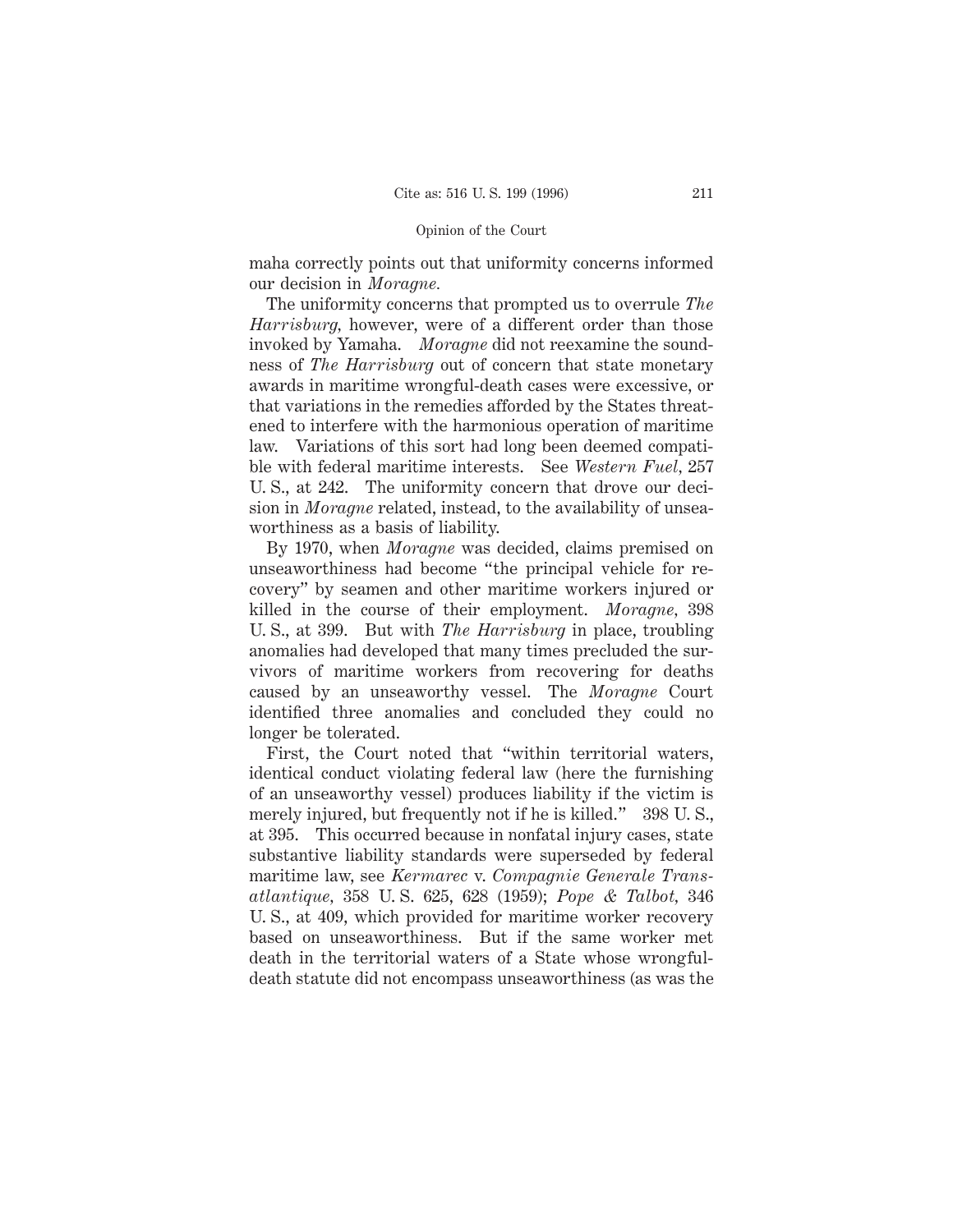maha correctly points out that uniformity concerns informed our decision in *Moragne.*

The uniformity concerns that prompted us to overrule *The Harrisburg,* however, were of a different order than those invoked by Yamaha. *Moragne* did not reexamine the soundness of *The Harrisburg* out of concern that state monetary awards in maritime wrongful-death cases were excessive, or that variations in the remedies afforded by the States threatened to interfere with the harmonious operation of maritime law. Variations of this sort had long been deemed compatible with federal maritime interests. See *Western Fuel,* 257 U. S., at 242. The uniformity concern that drove our decision in *Moragne* related, instead, to the availability of unseaworthiness as a basis of liability.

By 1970, when *Moragne* was decided, claims premised on unseaworthiness had become "the principal vehicle for recovery" by seamen and other maritime workers injured or killed in the course of their employment. *Moragne,* 398 U. S., at 399. But with *The Harrisburg* in place, troubling anomalies had developed that many times precluded the survivors of maritime workers from recovering for deaths caused by an unseaworthy vessel. The *Moragne* Court identified three anomalies and concluded they could no longer be tolerated.

First, the Court noted that "within territorial waters, identical conduct violating federal law (here the furnishing of an unseaworthy vessel) produces liability if the victim is merely injured, but frequently not if he is killed." 398 U. S., at 395. This occurred because in nonfatal injury cases, state substantive liability standards were superseded by federal maritime law, see *Kermarec* v. *Compagnie Generale Transatlantique,* 358 U. S. 625, 628 (1959); *Pope & Talbot,* 346 U. S., at 409, which provided for maritime worker recovery based on unseaworthiness. But if the same worker met death in the territorial waters of a State whose wrongful-death statute did not encompass unseaworthiness (as was the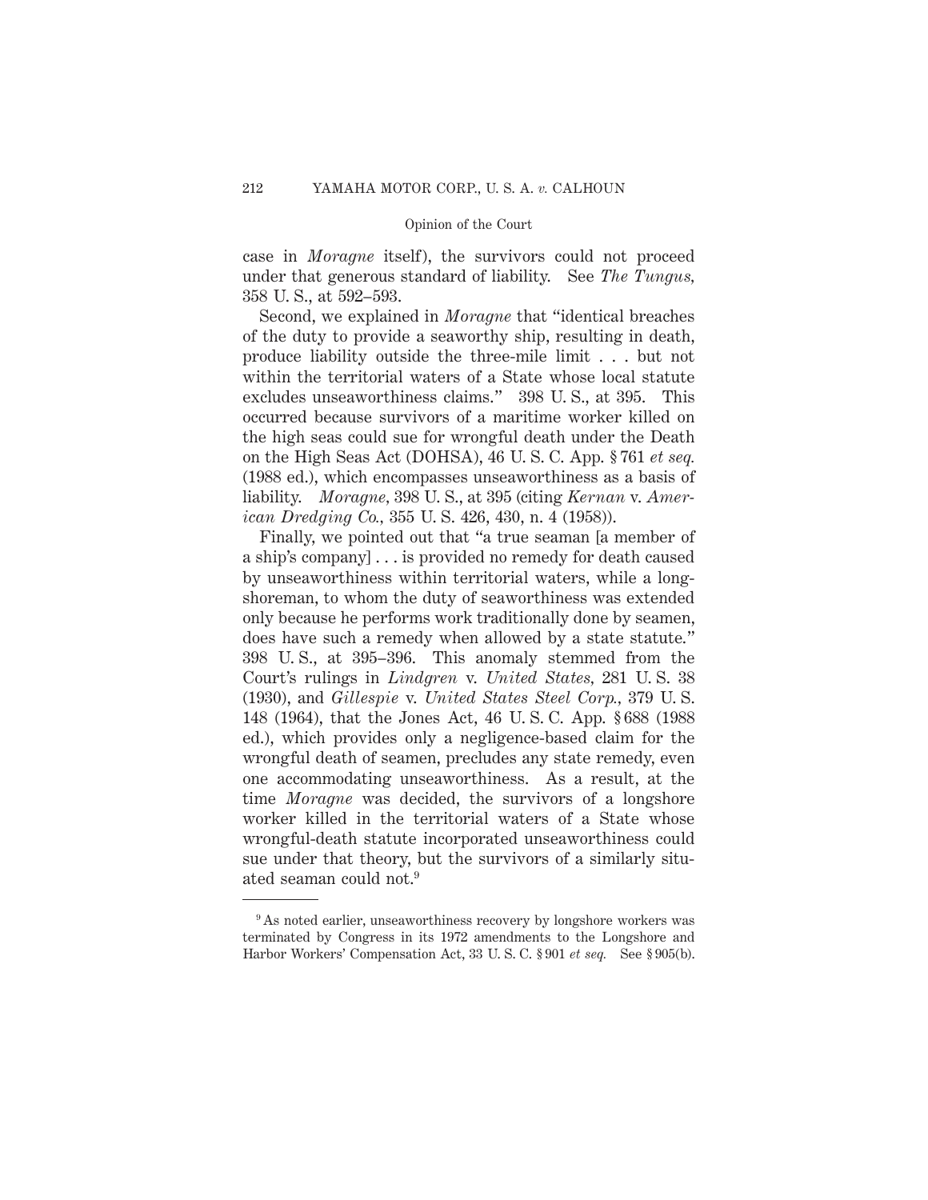case in *Moragne* itself), the survivors could not proceed under that generous standard of liability. See *The Tungus,* 358 U. S., at 592–593.

Second, we explained in *Moragne* that "identical breaches of the duty to provide a seaworthy ship, resulting in death, produce liability outside the three-mile limit . . . but not within the territorial waters of a State whose local statute excludes unseaworthiness claims." 398 U. S., at 395. This occurred because survivors of a maritime worker killed on the high seas could sue for wrongful death under the Death on the High Seas Act (DOHSA), 46 U. S. C. App. § 761 *et seq.* (1988 ed.), which encompasses unseaworthiness as a basis of liability. *Moragne,* 398 U. S., at 395 (citing *Kernan* v. *American Dredging Co.,* 355 U. S. 426, 430, n. 4 (1958)).

Finally, we pointed out that "a true seaman [a member of a ship's company] . . . is provided no remedy for death caused by unseaworthiness within territorial waters, while a longshoreman, to whom the duty of seaworthiness was extended only because he performs work traditionally done by seamen, does have such a remedy when allowed by a state statute." 398 U. S., at 395–396. This anomaly stemmed from the Court's rulings in *Lindgren* v. *United States,* 281 U. S. 38 (1930), and *Gillespie* v. *United States Steel Corp.,* 379 U. S. 148 (1964), that the Jones Act, 46 U. S. C. App. § 688 (1988 ed.), which provides only a negligence-based claim for the wrongful death of seamen, precludes any state remedy, even one accommodating unseaworthiness. As a result, at the time *Moragne* was decided, the survivors of a longshore worker killed in the territorial waters of a State whose wrongful-death statute incorporated unseaworthiness could sue under that theory, but the survivors of a similarly situated seaman could not.[9]

---

[9] As noted earlier, unseaworthiness recovery by longshore workers was terminated by Congress in its 1972 amendments to the Longshore and Harbor Workers' Compensation Act, 33 U. S. C. § 901 *et seq.* See § 905(b).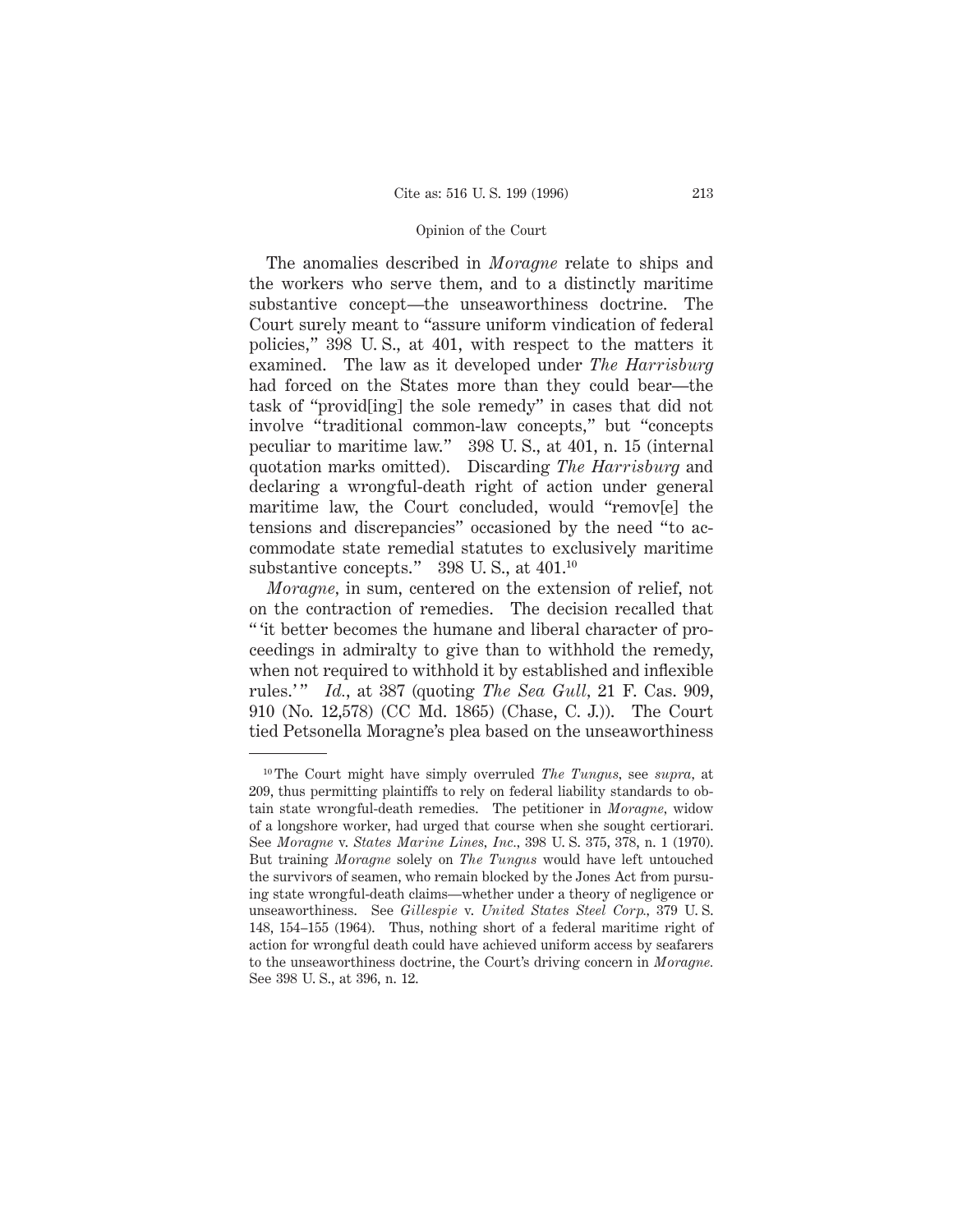The anomalies described in *Moragne* relate to ships and the workers who serve them, and to a distinctly maritime substantive concept—the unseaworthiness doctrine. The Court surely meant to "assure uniform vindication of federal policies," 398 U. S., at 401, with respect to the matters it examined. The law as it developed under *The Harrisburg* had forced on the States more than they could bear—the task of "provid[ing] the sole remedy" in cases that did not involve "traditional common-law concepts," but "concepts peculiar to maritime law." 398 U. S., at 401, n. 15 (internal quotation marks omitted). Discarding *The Harrisburg* and declaring a wrongful-death right of action under general maritime law, the Court concluded, would "remov[e] the tensions and discrepancies" occasioned by the need "to accommodate state remedial statutes to exclusively maritime substantive concepts." 398 U. S., at 401.[10]

*Moragne*, in sum, centered on the extension of relief, not on the contraction of remedies. The decision recalled that "'it better becomes the humane and liberal character of proceedings in admiralty to give than to withhold the remedy, when not required to withhold it by established and inflexible rules.'" *Id.*, at 387 (quoting *The Sea Gull*, 21 F. Cas. 909, 910 (No. 12,578) (CC Md. 1865) (Chase, C. J.)). The Court tied Petsonella Moragne's plea based on the unseaworthiness

---

[10] The Court might have simply overruled *The Tungus*, see *supra*, at 209, thus permitting plaintiffs to rely on federal liability standards to obtain state wrongful-death remedies. The petitioner in *Moragne*, widow of a longshore worker, had urged that course when she sought certiorari. See *Moragne* v. *States Marine Lines, Inc.*, 398 U. S. 375, 378, n. 1 (1970). But training *Moragne* solely on *The Tungus* would have left untouched the survivors of seamen, who remain blocked by the Jones Act from pursuing state wrongful-death claims—whether under a theory of negligence or unseaworthiness. See *Gillespie* v. *United States Steel Corp.*, 379 U. S. 148, 154–155 (1964). Thus, nothing short of a federal maritime right of action for wrongful death could have achieved uniform access by seafarers to the unseaworthiness doctrine, the Court's driving concern in *Moragne*. See 398 U. S., at 396, n. 12.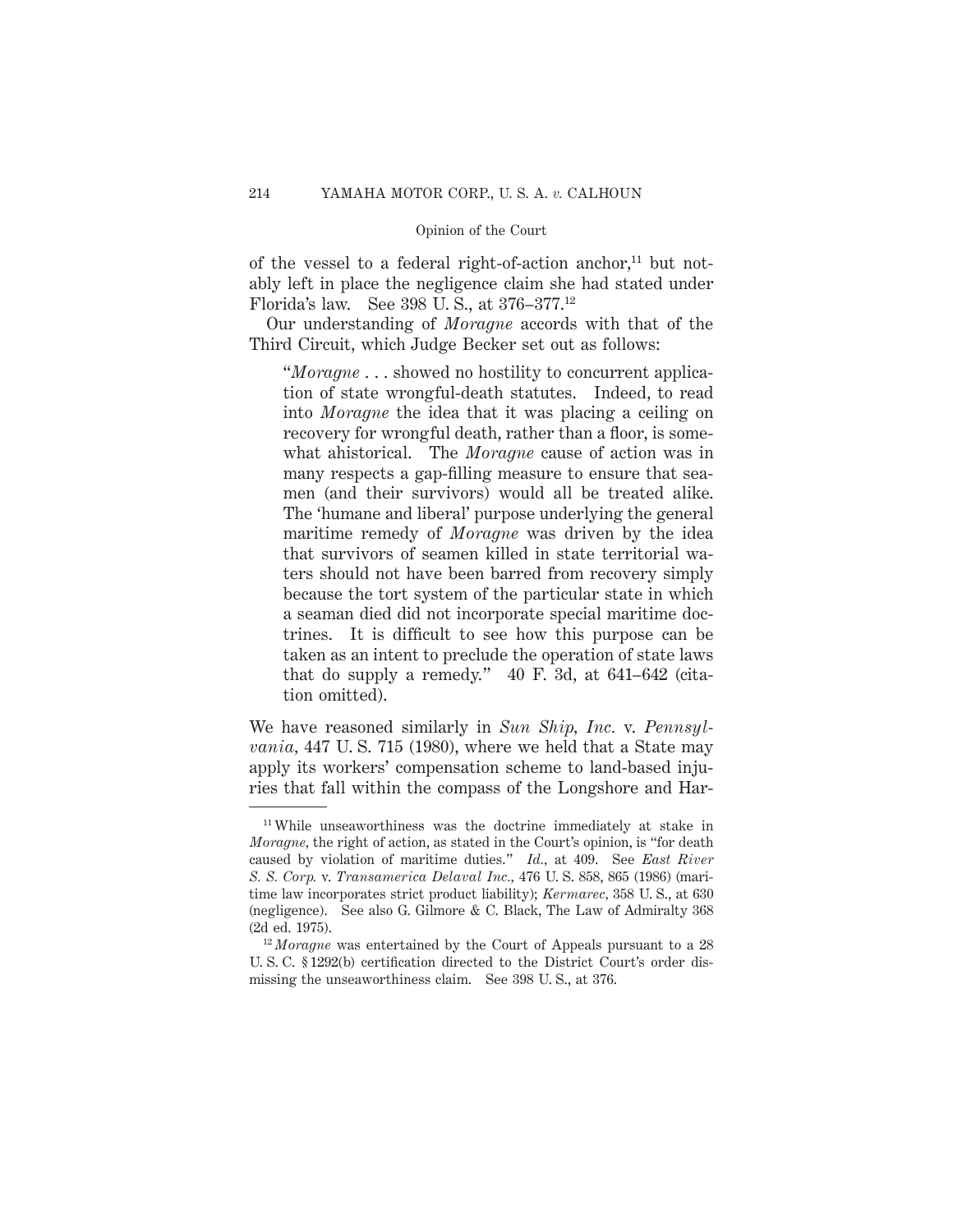of the vessel to a federal right-of-action anchor,[11] but notably left in place the negligence claim she had stated under Florida's law. See 398 U. S., at 376–377.[12]

Our understanding of *Moragne* accords with that of the Third Circuit, which Judge Becker set out as follows:

> "*Moragne* . . . showed no hostility to concurrent application of state wrongful-death statutes. Indeed, to read into *Moragne* the idea that it was placing a ceiling on recovery for wrongful death, rather than a floor, is somewhat ahistorical. The *Moragne* cause of action was in many respects a gap-filling measure to ensure that seamen (and their survivors) would all be treated alike. The 'humane and liberal' purpose underlying the general maritime remedy of *Moragne* was driven by the idea that survivors of seamen killed in state territorial waters should not have been barred from recovery simply because the tort system of the particular state in which a seaman died did not incorporate special maritime doctrines. It is difficult to see how this purpose can be taken as an intent to preclude the operation of state laws that do supply a remedy." 40 F. 3d, at 641–642 (citation omitted).

We have reasoned similarly in *Sun Ship, Inc.* v. *Pennsylvania,* 447 U. S. 715 (1980), where we held that a State may apply its workers' compensation scheme to land-based injuries that fall within the compass of the Longshore and Har-

---

[11] While unseaworthiness was the doctrine immediately at stake in *Moragne*, the right of action, as stated in the Court's opinion, is "for death caused by violation of maritime duties." *Id.,* at 409. See *East River S. S. Corp.* v. *Transamerica Delaval Inc.,* 476 U. S. 858, 865 (1986) (maritime law incorporates strict product liability); *Kermarec,* 358 U. S., at 630 (negligence). See also G. Gilmore & C. Black, The Law of Admiralty 368 (2d ed. 1975).

[12] *Moragne* was entertained by the Court of Appeals pursuant to a 28 U. S. C. § 1292(b) certification directed to the District Court's order dismissing the unseaworthiness claim. See 398 U. S., at 376.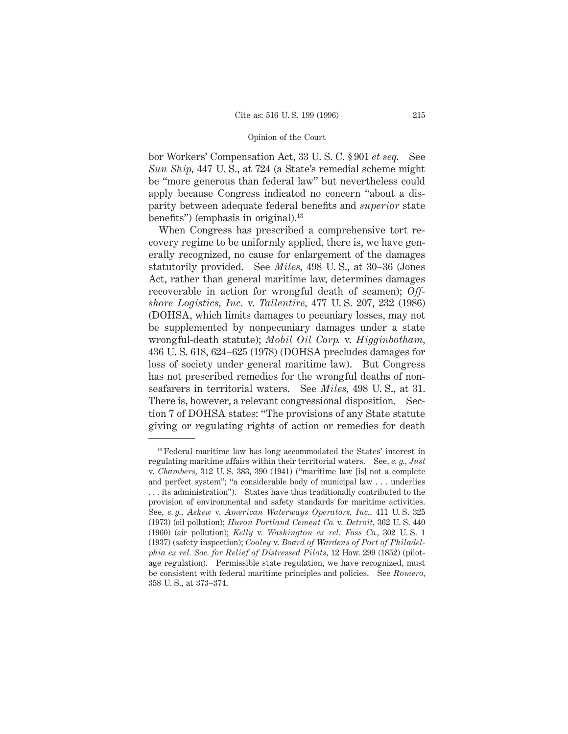bor Workers' Compensation Act, 33 U. S. C. § 901 *et seq.* See *Sun Ship*, 447 U. S., at 724 (a State's remedial scheme might be "more generous than federal law" but nevertheless could apply because Congress indicated no concern "about a disparity between adequate federal benefits and *superior* state benefits") (emphasis in original).[13]

When Congress has prescribed a comprehensive tort recovery regime to be uniformly applied, there is, we have generally recognized, no cause for enlargement of the damages statutorily provided. See *Miles*, 498 U. S., at 30–36 (Jones Act, rather than general maritime law, determines damages recoverable in action for wrongful death of seamen); *Offshore Logistics, Inc.* v. *Tallentire*, 477 U. S. 207, 232 (1986) (DOHSA, which limits damages to pecuniary losses, may not be supplemented by nonpecuniary damages under a state wrongful-death statute); *Mobil Oil Corp.* v. *Higginbotham*, 436 U. S. 618, 624–625 (1978) (DOHSA precludes damages for loss of society under general maritime law). But Congress has not prescribed remedies for the wrongful deaths of nonseafarers in territorial waters. See *Miles*, 498 U. S., at 31. There is, however, a relevant congressional disposition. Section 7 of DOHSA states: "The provisions of any State statute giving or regulating rights of action or remedies for death

[13] Federal maritime law has long accommodated the States' interest in regulating maritime affairs within their territorial waters. See, *e. g.*, *Just* v. *Chambers*, 312 U. S. 383, 390 (1941) ("maritime law [is] not a complete and perfect system"; "a considerable body of municipal law . . . underlies . . . its administration"). States have thus traditionally contributed to the provision of environmental and safety standards for maritime activities. See, *e. g.*, *Askew* v. *American Waterways Operators, Inc.*, 411 U. S. 325 (1973) (oil pollution); *Huron Portland Cement Co.* v. *Detroit*, 362 U. S. 440 (1960) (air pollution); *Kelly* v. *Washington ex rel. Foss Co.*, 302 U. S. 1 (1937) (safety inspection); *Cooley* v. *Board of Wardens of Port of Philadelphia ex rel. Soc. for Relief of Distressed Pilots*, 12 How. 299 (1852) (pilotage regulation). Permissible state regulation, we have recognized, must be consistent with federal maritime principles and policies. See *Romero*, 358 U. S., at 373–374.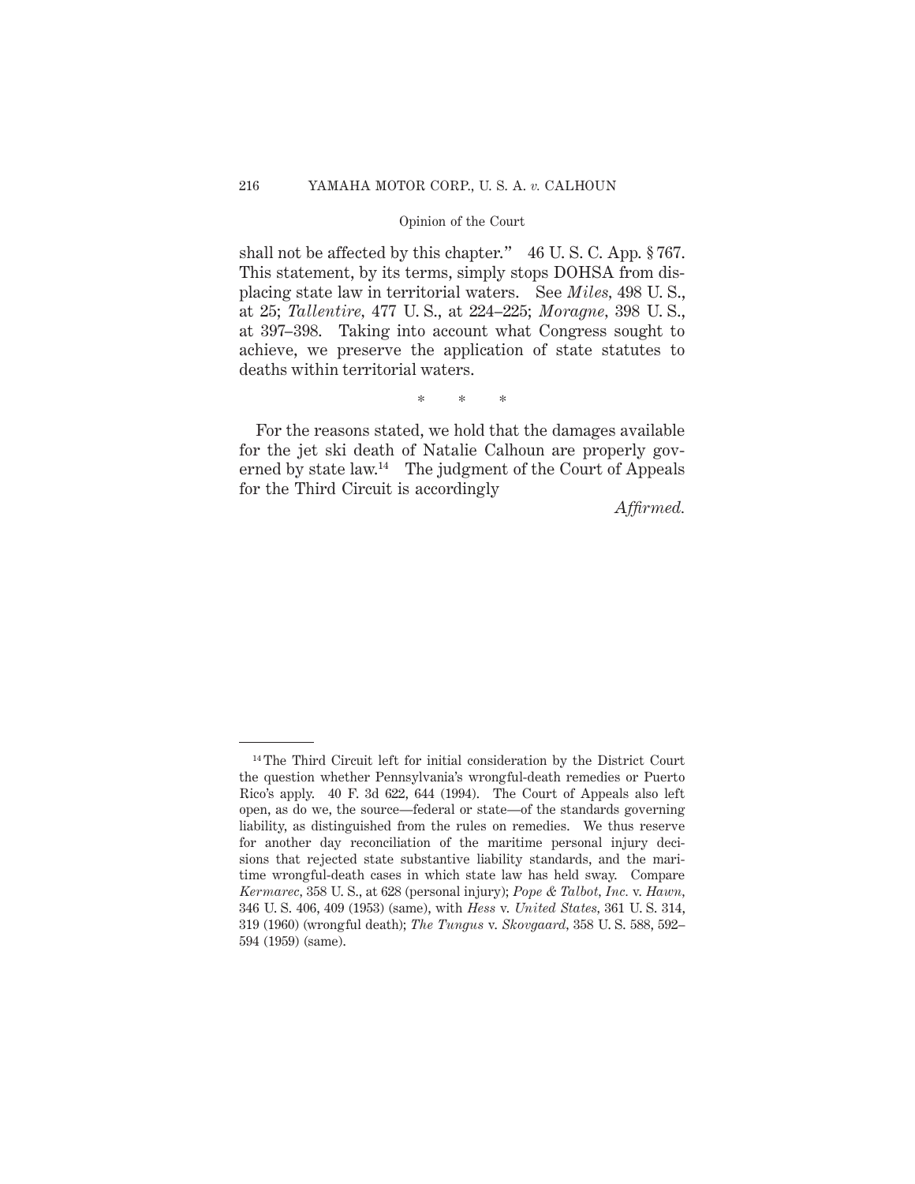shall not be affected by this chapter." 46 U. S. C. App. § 767. This statement, by its terms, simply stops DOHSA from displacing state law in territorial waters. See *Miles*, 498 U. S., at 25; *Tallentire*, 477 U. S., at 224–225; *Moragne*, 398 U. S., at 397–398. Taking into account what Congress sought to achieve, we preserve the application of state statutes to deaths within territorial waters.

\* \* \*

For the reasons stated, we hold that the damages available for the jet ski death of Natalie Calhoun are properly governed by state law.[14] The judgment of the Court of Appeals for the Third Circuit is accordingly

*Affirmed.*

---

[14] The Third Circuit left for initial consideration by the District Court the question whether Pennsylvania's wrongful-death remedies or Puerto Rico's apply. 40 F. 3d 622, 644 (1994). The Court of Appeals also left open, as do we, the source—federal or state—of the standards governing liability, as distinguished from the rules on remedies. We thus reserve for another day reconciliation of the maritime personal injury decisions that rejected state substantive liability standards, and the maritime wrongful-death cases in which state law has held sway. Compare *Kermarec*, 358 U. S., at 628 (personal injury); *Pope & Talbot, Inc.* v. *Hawn*, 346 U. S. 406, 409 (1953) (same), with *Hess* v. *United States*, 361 U. S. 314, 319 (1960) (wrongful death); *The Tungus* v. *Skovgaard*, 358 U. S. 588, 592–594 (1959) (same).